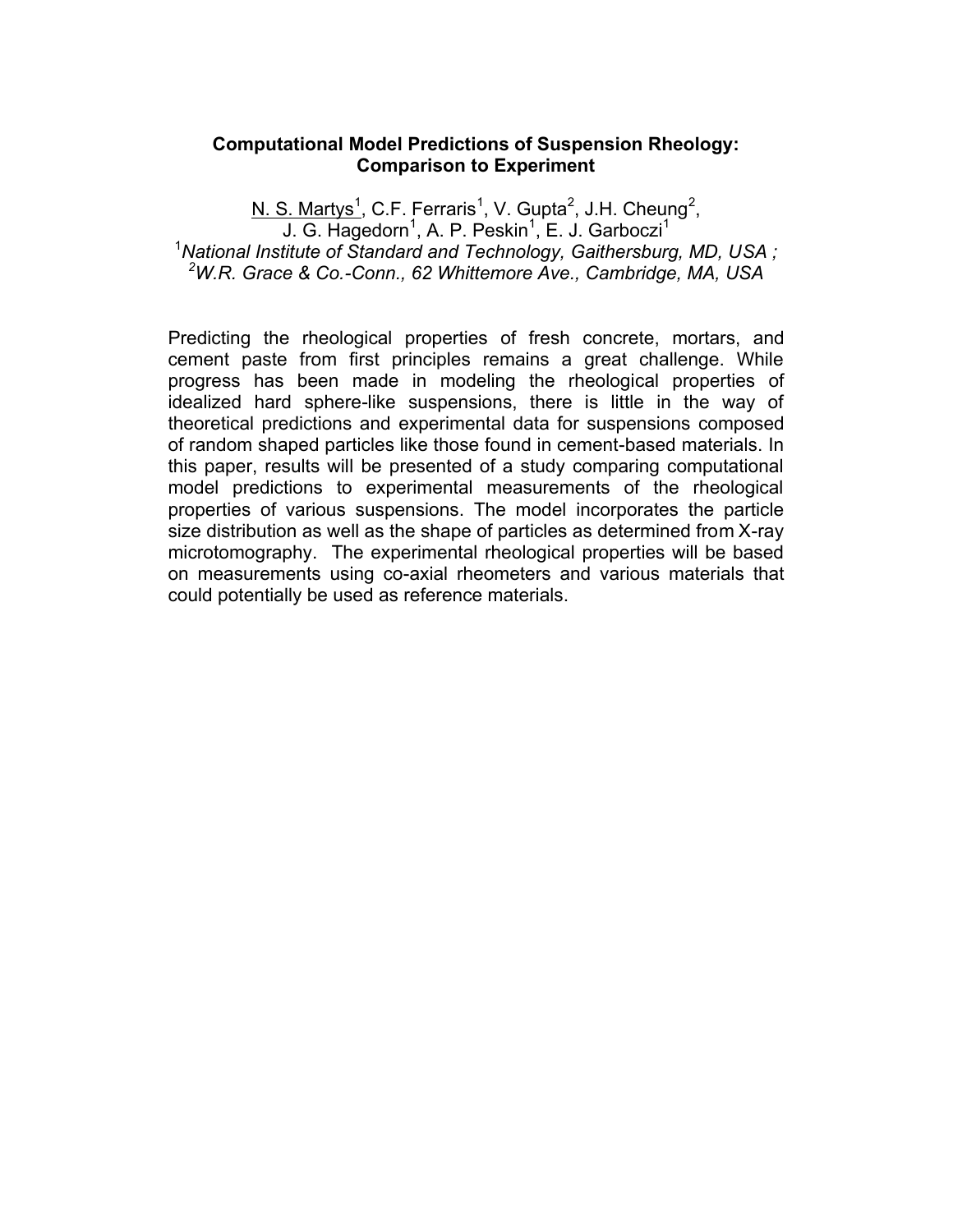# Computational Model Predictions of Suspension Rheology: Comparison to Experiment

N. S. Martys[1], C.F. Ferraris[1], V. Gupta[2], J.H. Cheung[2], J. G. Hagedorn[1], A. P. Peskin[1], E. J. Garboczi[1]

[1]*National Institute of Standard and Technology, Gaithersburg, MD, USA ;*
[2]*W.R. Grace & Co.-Conn., 62 Whittemore Ave., Cambridge, MA, USA*

Predicting the rheological properties of fresh concrete, mortars, and cement paste from first principles remains a great challenge. While progress has been made in modeling the rheological properties of idealized hard sphere-like suspensions, there is little in the way of theoretical predictions and experimental data for suspensions composed of random shaped particles like those found in cement-based materials. In this paper, results will be presented of a study comparing computational model predictions to experimental measurements of the rheological properties of various suspensions. The model incorporates the particle size distribution as well as the shape of particles as determined from X-ray microtomography. The experimental rheological properties will be based on measurements using co-axial rheometers and various materials that could potentially be used as reference materials.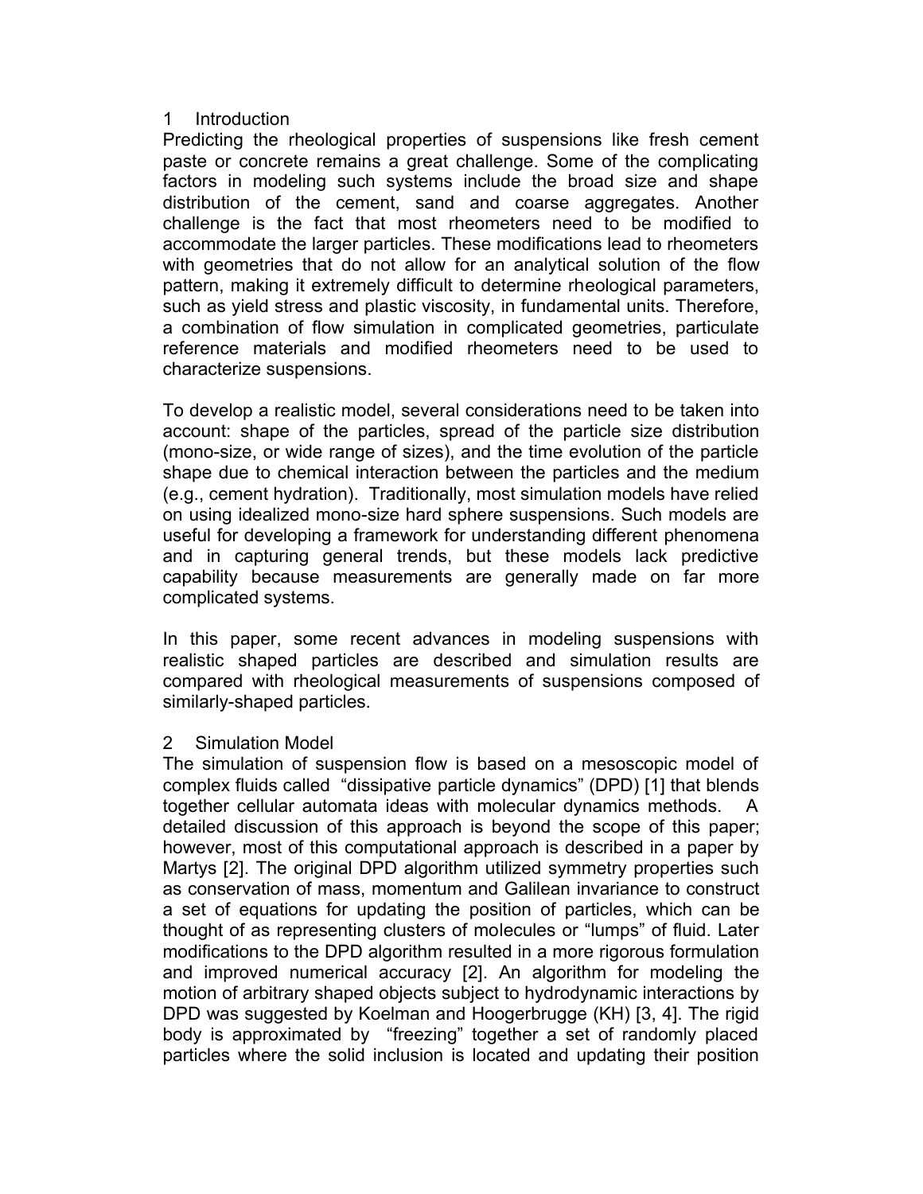## 1 Introduction

Predicting the rheological properties of suspensions like fresh cement paste or concrete remains a great challenge. Some of the complicating factors in modeling such systems include the broad size and shape distribution of the cement, sand and coarse aggregates. Another challenge is the fact that most rheometers need to be modified to accommodate the larger particles. These modifications lead to rheometers with geometries that do not allow for an analytical solution of the flow pattern, making it extremely difficult to determine rheological parameters, such as yield stress and plastic viscosity, in fundamental units. Therefore, a combination of flow simulation in complicated geometries, particulate reference materials and modified rheometers need to be used to characterize suspensions.

To develop a realistic model, several considerations need to be taken into account: shape of the particles, spread of the particle size distribution (mono-size, or wide range of sizes), and the time evolution of the particle shape due to chemical interaction between the particles and the medium (e.g., cement hydration). Traditionally, most simulation models have relied on using idealized mono-size hard sphere suspensions. Such models are useful for developing a framework for understanding different phenomena and in capturing general trends, but these models lack predictive capability because measurements are generally made on far more complicated systems.

In this paper, some recent advances in modeling suspensions with realistic shaped particles are described and simulation results are compared with rheological measurements of suspensions composed of similarly-shaped particles.

## 2 Simulation Model

The simulation of suspension flow is based on a mesoscopic model of complex fluids called "dissipative particle dynamics" (DPD) [1] that blends together cellular automata ideas with molecular dynamics methods. A detailed discussion of this approach is beyond the scope of this paper; however, most of this computational approach is described in a paper by Martys [2]. The original DPD algorithm utilized symmetry properties such as conservation of mass, momentum and Galilean invariance to construct a set of equations for updating the position of particles, which can be thought of as representing clusters of molecules or "lumps" of fluid. Later modifications to the DPD algorithm resulted in a more rigorous formulation and improved numerical accuracy [2]. An algorithm for modeling the motion of arbitrary shaped objects subject to hydrodynamic interactions by DPD was suggested by Koelman and Hoogerbrugge (KH) [3, 4]. The rigid body is approximated by "freezing" together a set of randomly placed particles where the solid inclusion is located and updating their position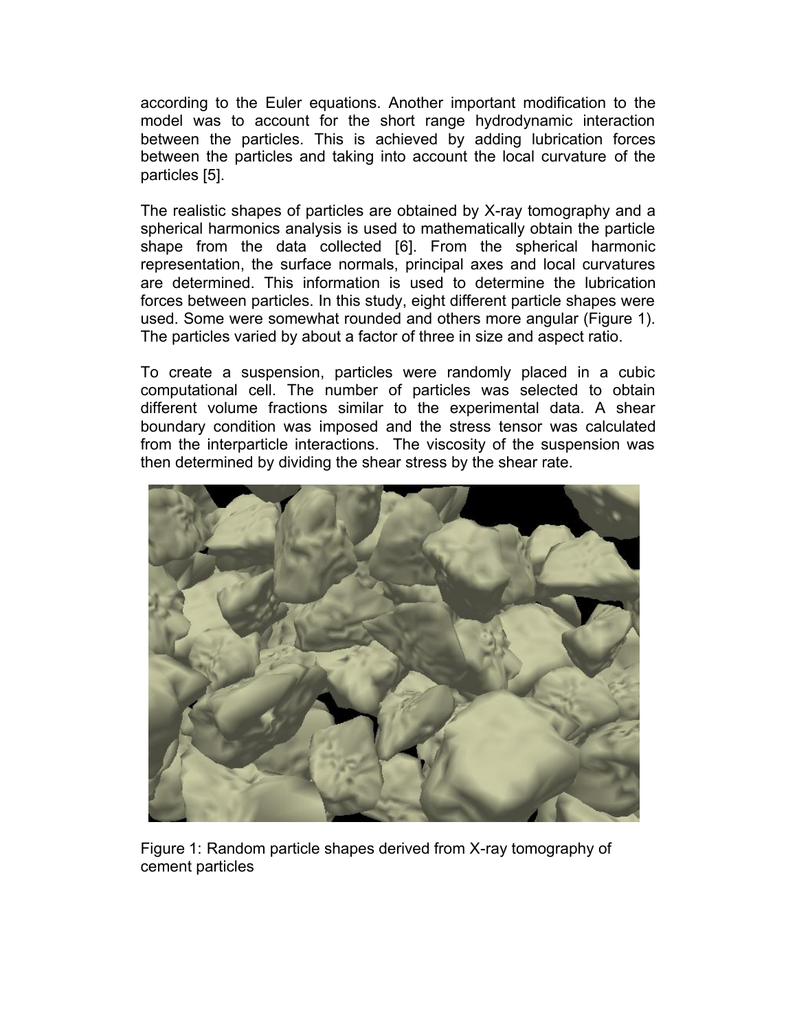according to the Euler equations. Another important modification to the model was to account for the short range hydrodynamic interaction between the particles. This is achieved by adding lubrication forces between the particles and taking into account the local curvature of the particles [5].

The realistic shapes of particles are obtained by X-ray tomography and a spherical harmonics analysis is used to mathematically obtain the particle shape from the data collected [6]. From the spherical harmonic representation, the surface normals, principal axes and local curvatures are determined. This information is used to determine the lubrication forces between particles. In this study, eight different particle shapes were used. Some were somewhat rounded and others more angular (Figure 1). The particles varied by about a factor of three in size and aspect ratio.

To create a suspension, particles were randomly placed in a cubic computational cell. The number of particles was selected to obtain different volume fractions similar to the experimental data. A shear boundary condition was imposed and the stress tensor was calculated from the interparticle interactions. The viscosity of the suspension was then determined by dividing the shear stress by the shear rate.

Figure 1: Random particle shapes derived from X-ray tomography of cement particles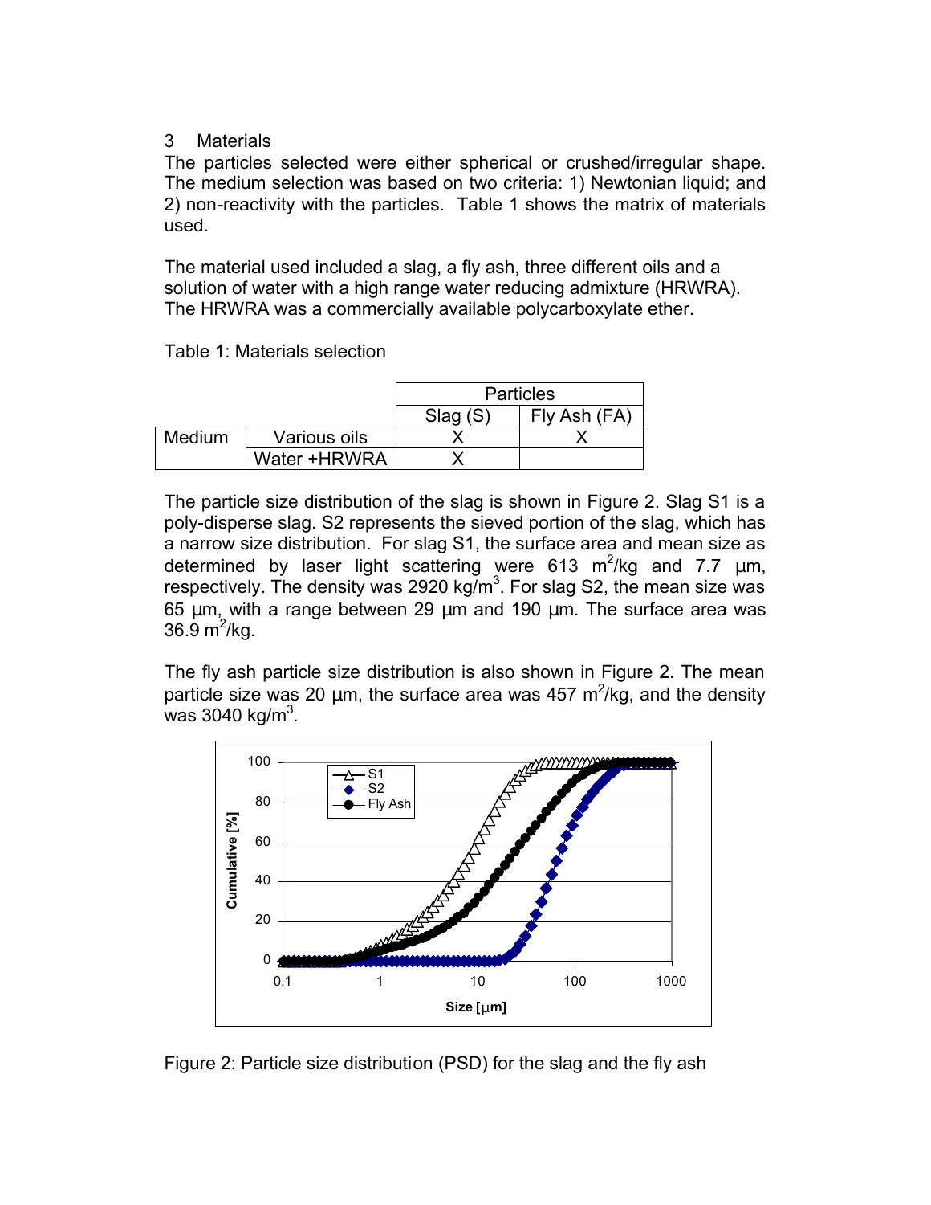## 3 Materials

The particles selected were either spherical or crushed/irregular shape. The medium selection was based on two criteria: 1) Newtonian liquid; and 2) non-reactivity with the particles. Table 1 shows the matrix of materials used.

The material used included a slag, a fly ash, three different oils and a solution of water with a high range water reducing admixture (HRWRA). The HRWRA was a commercially available polycarboxylate ether.

Table 1: Materials selection

| | | Particles | |
|---|---|---|---|
| | | Slag (S) | Fly Ash (FA) |
| Medium | Various oils | X | X |
| | Water +HRWRA | X | |

The particle size distribution of the slag is shown in Figure 2. Slag S1 is a poly-disperse slag. S2 represents the sieved portion of the slag, which has a narrow size distribution. For slag S1, the surface area and mean size as determined by laser light scattering were 613 $m^2/kg$ and 7.7 µm, respectively. The density was 2920 $kg/m^3$. For slag S2, the mean size was 65 µm, with a range between 29 µm and 190 µm. The surface area was 36.9 $m^2/kg$.

The fly ash particle size distribution is also shown in Figure 2. The mean particle size was 20 µm, the surface area was 457 $m^2/kg$, and the density was 3040 $kg/m^3$.

Figure 2: Particle size distribution (PSD) for the slag and the fly ash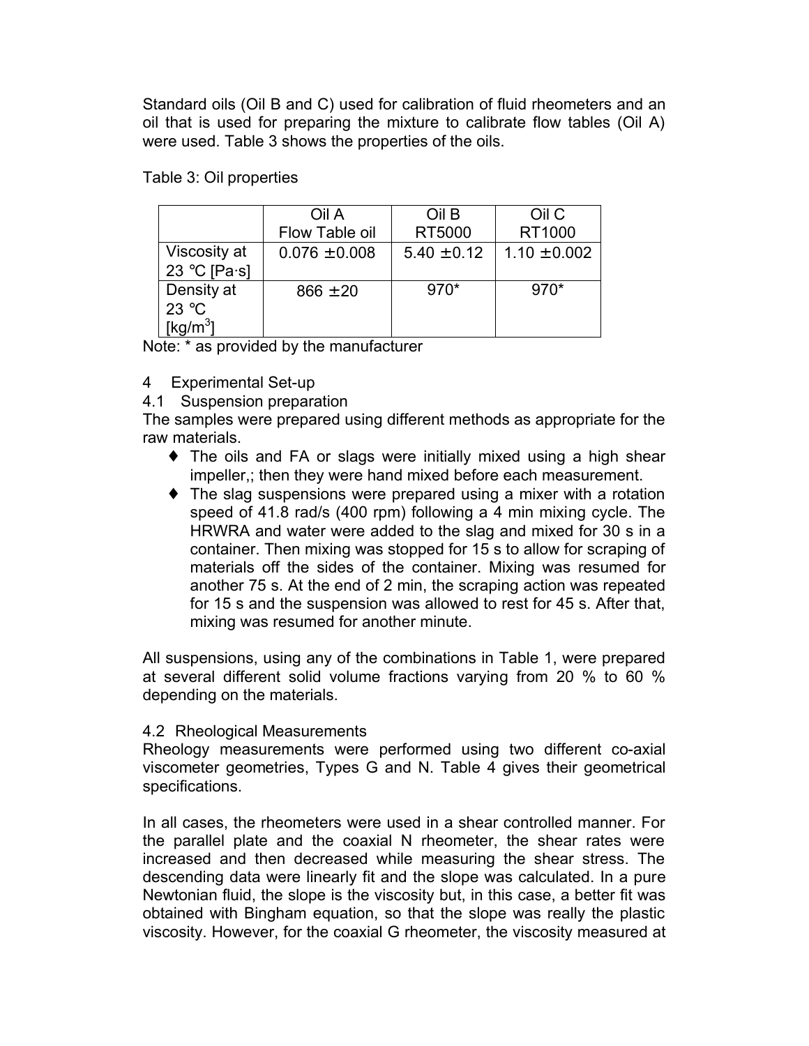Standard oils (Oil B and C) used for calibration of fluid rheometers and an oil that is used for preparing the mixture to calibrate flow tables (Oil A) were used. Table 3 shows the properties of the oils.

Table 3: Oil properties

| | Oil A Flow Table oil | Oil B RT5000 | Oil C RT1000 |
|---|---|---|---|
| Viscosity at 23 °C [Pa·s] | 0.076 ±0.008 | 5.40 ±0.12 | 1.10 ±0.002 |
| Density at 23 °C [kg/m$^3$] | 866 ±20 | 970* | 970* |

Note: * as provided by the manufacturer

## 4 Experimental Set-up

### 4.1 Suspension preparation

The samples were prepared using different methods as appropriate for the raw materials.

- The oils and FA or slags were initially mixed using a high shear impeller,; then they were hand mixed before each measurement.
- The slag suspensions were prepared using a mixer with a rotation speed of 41.8 rad/s (400 rpm) following a 4 min mixing cycle. The HRWRA and water were added to the slag and mixed for 30 s in a container. Then mixing was stopped for 15 s to allow for scraping of materials off the sides of the container. Mixing was resumed for another 75 s. At the end of 2 min, the scraping action was repeated for 15 s and the suspension was allowed to rest for 45 s. After that, mixing was resumed for another minute.

All suspensions, using any of the combinations in Table 1, were prepared at several different solid volume fractions varying from 20 % to 60 % depending on the materials.

### 4.2 Rheological Measurements

Rheology measurements were performed using two different co-axial viscometer geometries, Types G and N. Table 4 gives their geometrical specifications.

In all cases, the rheometers were used in a shear controlled manner. For the parallel plate and the coaxial N rheometer, the shear rates were increased and then decreased while measuring the shear stress. The descending data were linearly fit and the slope was calculated. In a pure Newtonian fluid, the slope is the viscosity but, in this case, a better fit was obtained with Bingham equation, so that the slope was really the plastic viscosity. However, for the coaxial G rheometer, the viscosity measured at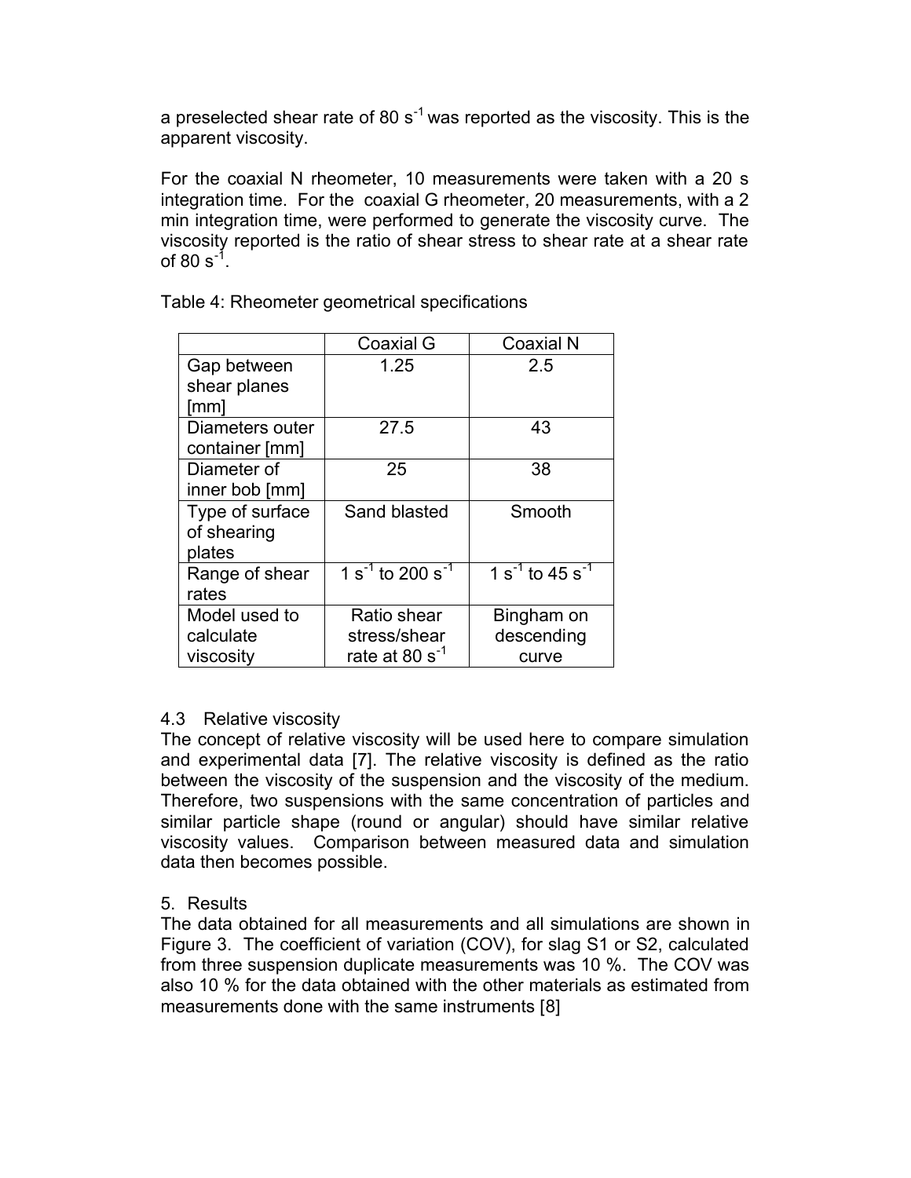a preselected shear rate of 80 $s^{-1}$ was reported as the viscosity. This is the apparent viscosity.

For the coaxial N rheometer, 10 measurements were taken with a 20 s integration time. For the coaxial G rheometer, 20 measurements, with a 2 min integration time, were performed to generate the viscosity curve. The viscosity reported is the ratio of shear stress to shear rate at a shear rate of 80 $s^{-1}$.

Table 4: Rheometer geometrical specifications

| | Coaxial G | Coaxial N |
|---|---|---|
| Gap between shear planes [mm] | 1.25 | 2.5 |
| Diameters outer container [mm] | 27.5 | 43 |
| Diameter of inner bob [mm] | 25 | 38 |
| Type of surface of shearing plates | Sand blasted | Smooth |
| Range of shear rates | 1 $s^{-1}$ to 200 $s^{-1}$ | 1 $s^{-1}$ to 45 $s^{-1}$ |
| Model used to calculate viscosity | Ratio shear stress/shear rate at 80 $s^{-1}$ | Bingham on descending curve |

### 4.3 Relative viscosity

The concept of relative viscosity will be used here to compare simulation and experimental data [7]. The relative viscosity is defined as the ratio between the viscosity of the suspension and the viscosity of the medium. Therefore, two suspensions with the same concentration of particles and similar particle shape (round or angular) should have similar relative viscosity values. Comparison between measured data and simulation data then becomes possible.

## 5. Results

The data obtained for all measurements and all simulations are shown in Figure 3. The coefficient of variation (COV), for slag S1 or S2, calculated from three suspension duplicate measurements was 10 %. The COV was also 10 % for the data obtained with the other materials as estimated from measurements done with the same instruments [8]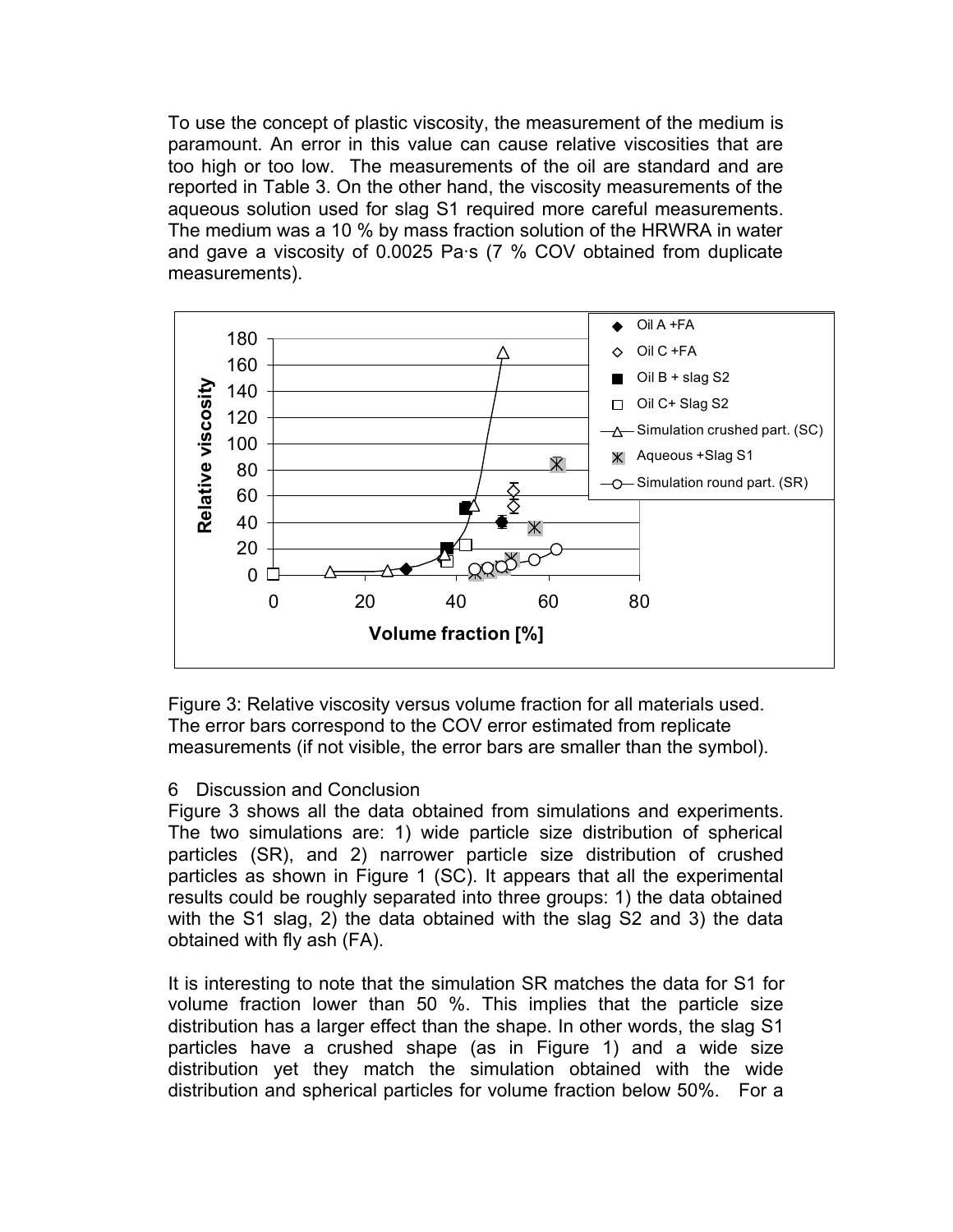To use the concept of plastic viscosity, the measurement of the medium is paramount. An error in this value can cause relative viscosities that are too high or too low. The measurements of the oil are standard and are reported in Table 3. On the other hand, the viscosity measurements of the aqueous solution used for slag S1 required more careful measurements. The medium was a 10 % by mass fraction solution of the HRWRA in water and gave a viscosity of 0.0025 Pa·s (7 % COV obtained from duplicate measurements).

Figure 3: Relative viscosity versus volume fraction for all materials used. The error bars correspond to the COV error estimated from replicate measurements (if not visible, the error bars are smaller than the symbol).

## 6 Discussion and Conclusion

Figure 3 shows all the data obtained from simulations and experiments. The two simulations are: 1) wide particle size distribution of spherical particles (SR), and 2) narrower particle size distribution of crushed particles as shown in Figure 1 (SC). It appears that all the experimental results could be roughly separated into three groups: 1) the data obtained with the S1 slag, 2) the data obtained with the slag S2 and 3) the data obtained with fly ash (FA).

It is interesting to note that the simulation SR matches the data for S1 for volume fraction lower than 50 %. This implies that the particle size distribution has a larger effect than the shape. In other words, the slag S1 particles have a crushed shape (as in Figure 1) and a wide size distribution yet they match the simulation obtained with the wide distribution and spherical particles for volume fraction below 50%. For a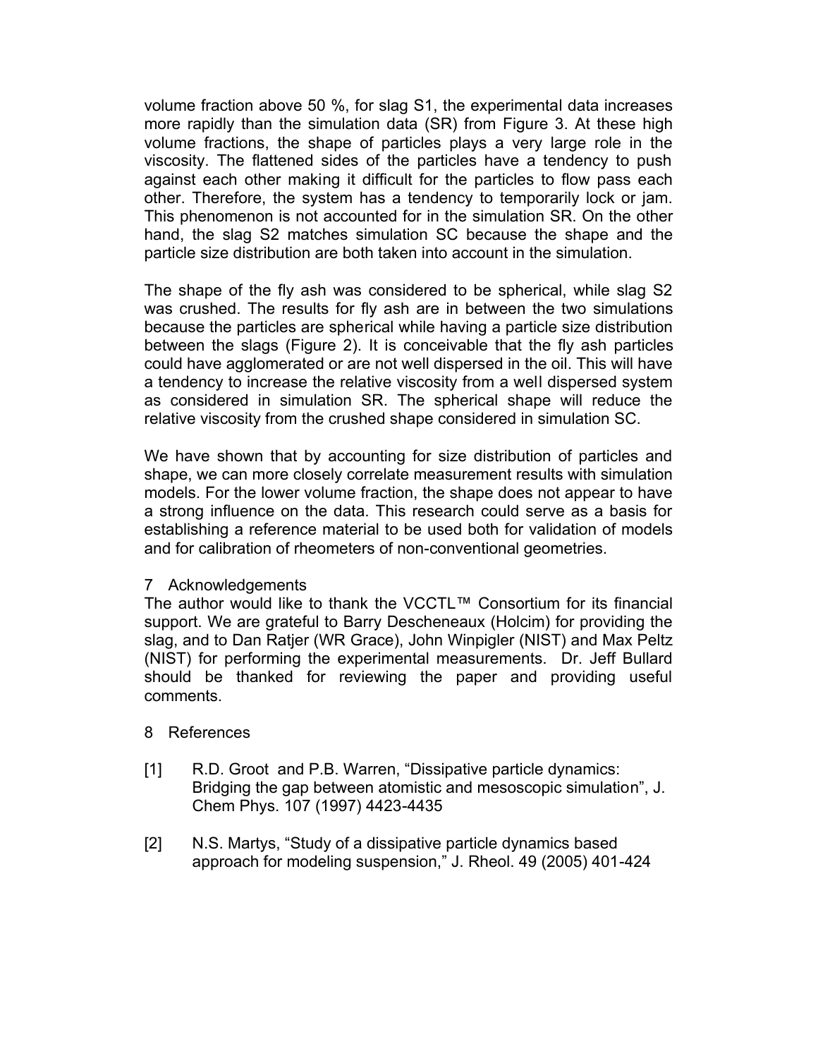volume fraction above 50 %, for slag S1, the experimental data increases more rapidly than the simulation data (SR) from Figure 3. At these high volume fractions, the shape of particles plays a very large role in the viscosity. The flattened sides of the particles have a tendency to push against each other making it difficult for the particles to flow pass each other. Therefore, the system has a tendency to temporarily lock or jam. This phenomenon is not accounted for in the simulation SR. On the other hand, the slag S2 matches simulation SC because the shape and the particle size distribution are both taken into account in the simulation.

The shape of the fly ash was considered to be spherical, while slag S2 was crushed. The results for fly ash are in between the two simulations because the particles are spherical while having a particle size distribution between the slags (Figure 2). It is conceivable that the fly ash particles could have agglomerated or are not well dispersed in the oil. This will have a tendency to increase the relative viscosity from a well dispersed system as considered in simulation SR. The spherical shape will reduce the relative viscosity from the crushed shape considered in simulation SC.

We have shown that by accounting for size distribution of particles and shape, we can more closely correlate measurement results with simulation models. For the lower volume fraction, the shape does not appear to have a strong influence on the data. This research could serve as a basis for establishing a reference material to be used both for validation of models and for calibration of rheometers of non-conventional geometries.

## 7 Acknowledgements

The author would like to thank the VCCTL™ Consortium for its financial support. We are grateful to Barry Descheneaux (Holcim) for providing the slag, and to Dan Ratjer (WR Grace), John Winpigler (NIST) and Max Peltz (NIST) for performing the experimental measurements. Dr. Jeff Bullard should be thanked for reviewing the paper and providing useful comments.

## 8 References

[1] R.D. Groot and P.B. Warren, "Dissipative particle dynamics: Bridging the gap between atomistic and mesoscopic simulation", J. Chem Phys. 107 (1997) 4423-4435

[2] N.S. Martys, "Study of a dissipative particle dynamics based approach for modeling suspension," J. Rheol. 49 (2005) 401-424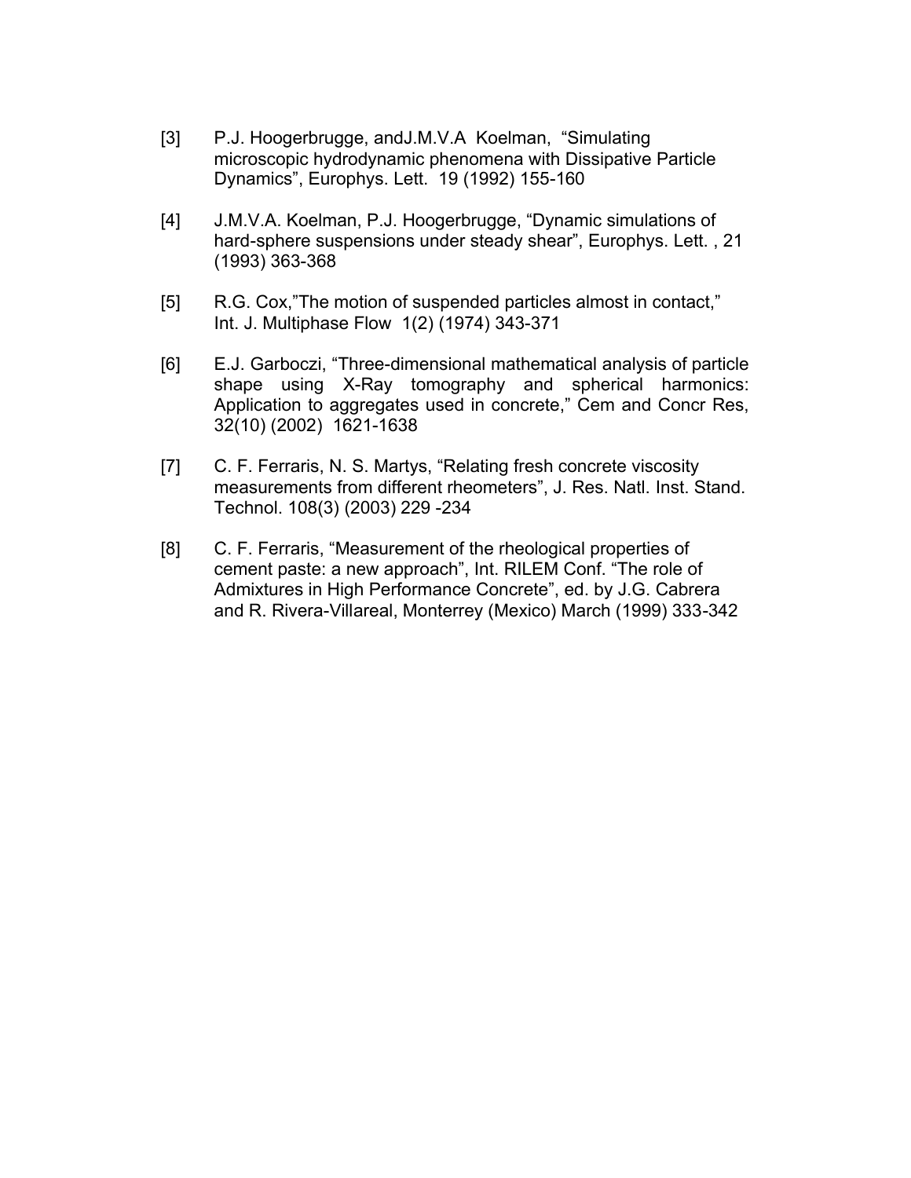[3] P.J. Hoogerbrugge, andJ.M.V.A Koelman, “Simulating microscopic hydrodynamic phenomena with Dissipative Particle Dynamics”, Europhys. Lett. 19 (1992) 155-160

[4] J.M.V.A. Koelman, P.J. Hoogerbrugge, “Dynamic simulations of hard-sphere suspensions under steady shear”, Europhys. Lett. , 21 (1993) 363-368

[5] R.G. Cox,”The motion of suspended particles almost in contact,” Int. J. Multiphase Flow 1(2) (1974) 343-371

[6] E.J. Garboczi, “Three-dimensional mathematical analysis of particle shape using X-Ray tomography and spherical harmonics: Application to aggregates used in concrete,” Cem and Concr Res, 32(10) (2002) 1621-1638

[7] C. F. Ferraris, N. S. Martys, “Relating fresh concrete viscosity measurements from different rheometers”, J. Res. Natl. Inst. Stand. Technol. 108(3) (2003) 229 -234

[8] C. F. Ferraris, “Measurement of the rheological properties of cement paste: a new approach”, Int. RILEM Conf. “The role of Admixtures in High Performance Concrete”, ed. by J.G. Cabrera and R. Rivera-Villareal, Monterrey (Mexico) March (1999) 333-342